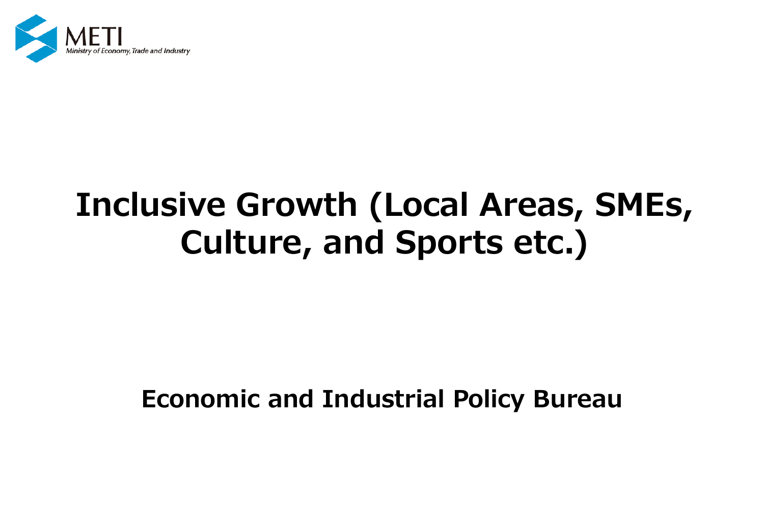METI

Ministry of Economy, Trade and Industry

# Inclusive Growth (Local Areas, SMEs, Culture, and Sports etc.)

**Economic and Industrial Policy Bureau**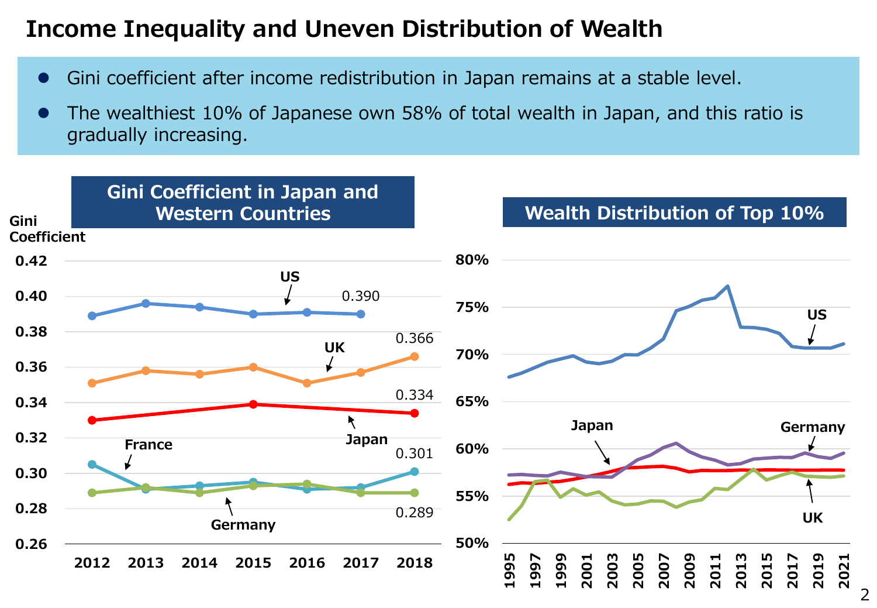# Income Inequality and Uneven Distribution of Wealth

- Gini coefficient after income redistribution in Japan remains at a stable level.
- The wealthiest 10% of Japanese own 58% of total wealth in Japan, and this ratio is gradually increasing.

## Gini Coefficient in Japan and Western Countries

Gini Coefficient

US 0.390, UK 0.366, Japan 0.334, France 0.301, Germany 0.289

## Wealth Distribution of Top 10%

US, Japan, Germany, UK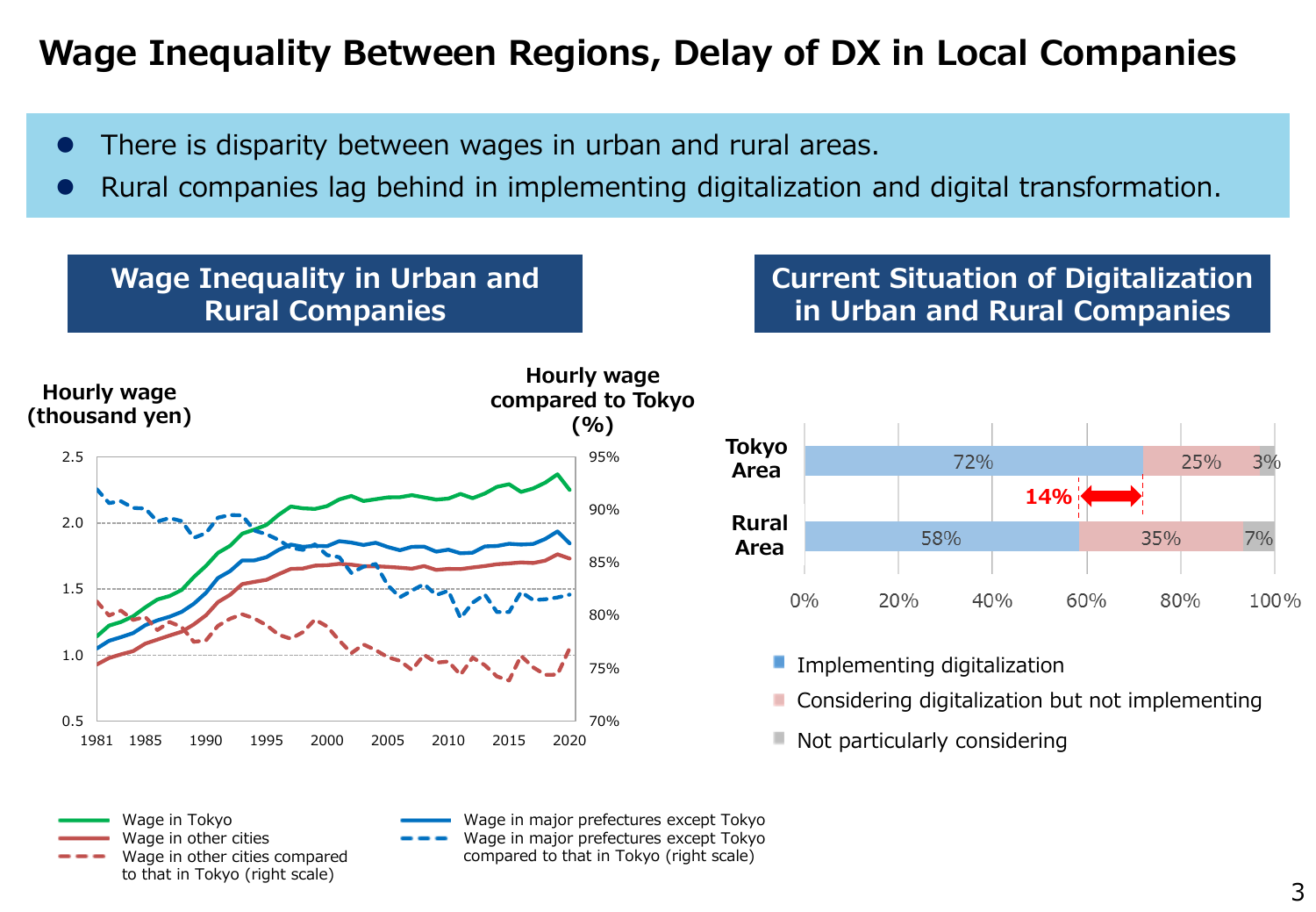# Wage Inequality Between Regions, Delay of DX in Local Companies

- There is disparity between wages in urban and rural areas.
- Rural companies lag behind in implementing digitalization and digital transformation.

## Wage Inequality in Urban and Rural Companies

Hourly wage (thousand yen)

Hourly wage compared to Tokyo (%)

- Wage in Tokyo
- Wage in other cities
- Wage in other cities compared to that in Tokyo (right scale)
- Wage in major prefectures except Tokyo
- Wage in major prefectures except Tokyo compared to that in Tokyo (right scale)

## Current Situation of Digitalization in Urban and Rural Companies

| | Implementing digitalization | Considering digitalization but not implementing | Not particularly considering |
|---|---|---|---|
| Tokyo Area | 72% | 25% | 3% |
| Rural Area | 58% | 35% | 7% |

14%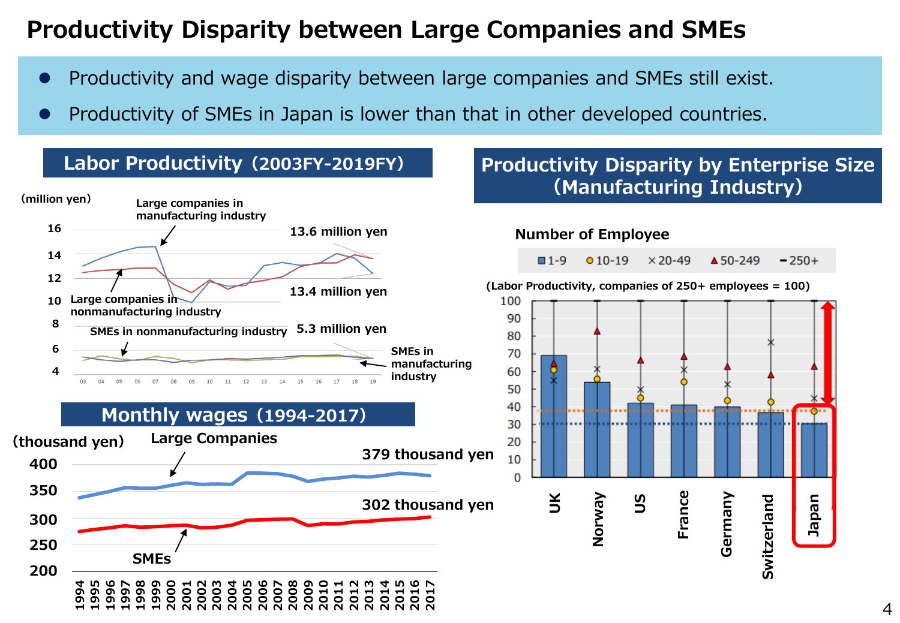# Productivity Disparity between Large Companies and SMEs

- Productivity and wage disparity between large companies and SMEs still exist.
- Productivity of SMEs in Japan is lower than that in other developed countries.

## Labor Productivity（2003FY-2019FY）

(million yen)

Large companies in manufacturing industry: 13.6 million yen

Large companies in nonmanufacturing industry: 13.4 million yen

SMEs in nonmanufacturing industry: 5.3 million yen

SMEs in manufacturing industry

## Monthly wages（1994-2017）

(thousand yen)

Large Companies: 379 thousand yen

SMEs: 302 thousand yen

## Productivity Disparity by Enterprise Size（Manufacturing Industry）

Number of Employee: 1-9, 10-19, 20-49, 50-249, 250+

(Labor Productivity, companies of 250+ employees = 100)

UK, Norway, US, France, Germany, Switzerland, Japan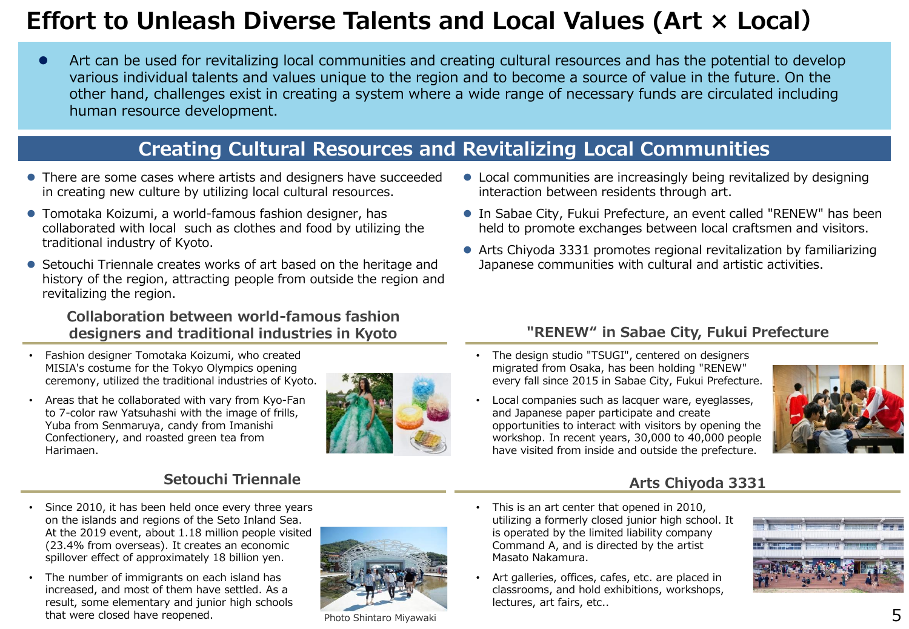# Effort to Unleash Diverse Talents and Local Values (Art × Local)

- Art can be used for revitalizing local communities and creating cultural resources and has the potential to develop various individual talents and values unique to the region and to become a source of value in the future. On the other hand, challenges exist in creating a system where a wide range of necessary funds are circulated including human resource development.

## Creating Cultural Resources and Revitalizing Local Communities

- There are some cases where artists and designers have succeeded in creating new culture by utilizing local cultural resources.
- Tomotaka Koizumi, a world-famous fashion designer, has collaborated with local such as clothes and food by utilizing the traditional industry of Kyoto.
- Setouchi Triennale creates works of art based on the heritage and history of the region, attracting people from outside the region and revitalizing the region.

### Collaboration between world-famous fashion designers and traditional industries in Kyoto

- Fashion designer Tomotaka Koizumi, who created MISIA's costume for the Tokyo Olympics opening ceremony, utilized the traditional industries of Kyoto.
- Areas that he collaborated with vary from Kyo-Fan to 7-color raw Yatsuhashi with the image of frills, Yuba from Senmaruya, candy from Imanishi Confectionery, and roasted green tea from Harimaen.

### Setouchi Triennale

- Since 2010, it has been held once every three years on the islands and regions of the Seto Inland Sea. At the 2019 event, about 1.18 million people visited (23.4% from overseas). It creates an economic spillover effect of approximately 18 billion yen.
- The number of immigrants on each island has increased, and most of them have settled. As a result, some elementary and junior high schools that were closed have reopened.

Photo Shintaro Miyawaki

- Local communities are increasingly being revitalized by designing interaction between residents through art.
- In Sabae City, Fukui Prefecture, an event called "RENEW" has been held to promote exchanges between local craftsmen and visitors.
- Arts Chiyoda 3331 promotes regional revitalization by familiarizing Japanese communities with cultural and artistic activities.

### "RENEW" in Sabae City, Fukui Prefecture

- The design studio "TSUGI", centered on designers migrated from Osaka, has been holding "RENEW" every fall since 2015 in Sabae City, Fukui Prefecture.
- Local companies such as lacquer ware, eyeglasses, and Japanese paper participate and create opportunities to interact with visitors by opening the workshop. In recent years, 30,000 to 40,000 people have visited from inside and outside the prefecture.

### Arts Chiyoda 3331

- This is an art center that opened in 2010, utilizing a formerly closed junior high school. It is operated by the limited liability company Command A, and is directed by the artist Masato Nakamura.
- Art galleries, offices, cafes, etc. are placed in classrooms, and hold exhibitions, workshops, lectures, art fairs, etc..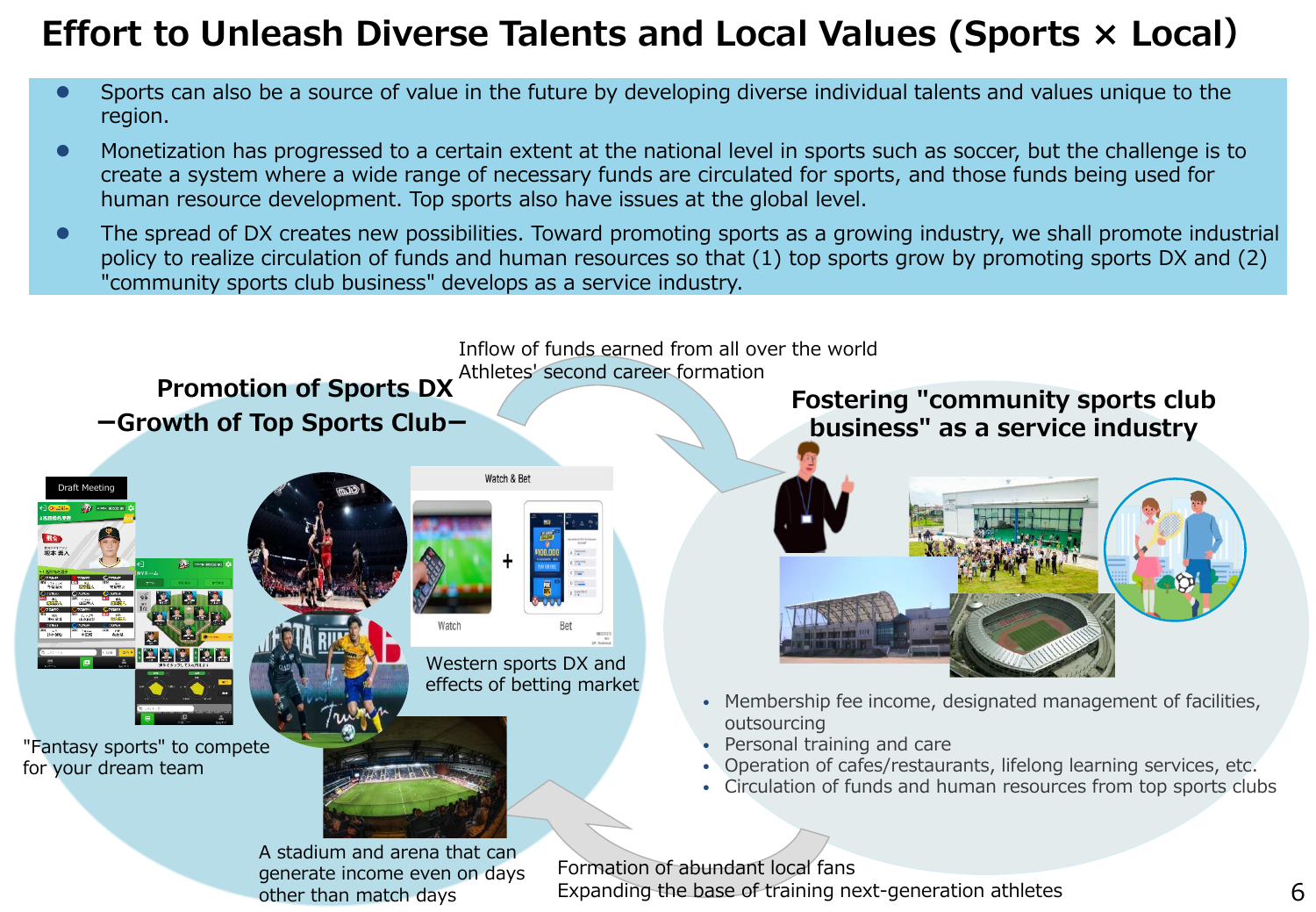# Effort to Unleash Diverse Talents and Local Values (Sports × Local)

- Sports can also be a source of value in the future by developing diverse individual talents and values unique to the region.
- Monetization has progressed to a certain extent at the national level in sports such as soccer, but the challenge is to create a system where a wide range of necessary funds are circulated for sports, and those funds being used for human resource development. Top sports also have issues at the global level.
- The spread of DX creates new possibilities. Toward promoting sports as a growing industry, we shall promote industrial policy to realize circulation of funds and human resources so that (1) top sports grow by promoting sports DX and (2) "community sports club business" develops as a service industry.

Inflow of funds earned from all over the world
Athletes' second career formation

## Promotion of Sports DX −Growth of Top Sports Club−

"Fantasy sports" to compete for your dream team

Western sports DX and effects of betting market

A stadium and arena that can generate income even on days other than match days

## Fostering "community sports club business" as a service industry

- Membership fee income, designated management of facilities, outsourcing
- Personal training and care
- Operation of cafes/restaurants, lifelong learning services, etc.
- Circulation of funds and human resources from top sports clubs

Formation of abundant local fans
Expanding the base of training next-generation athletes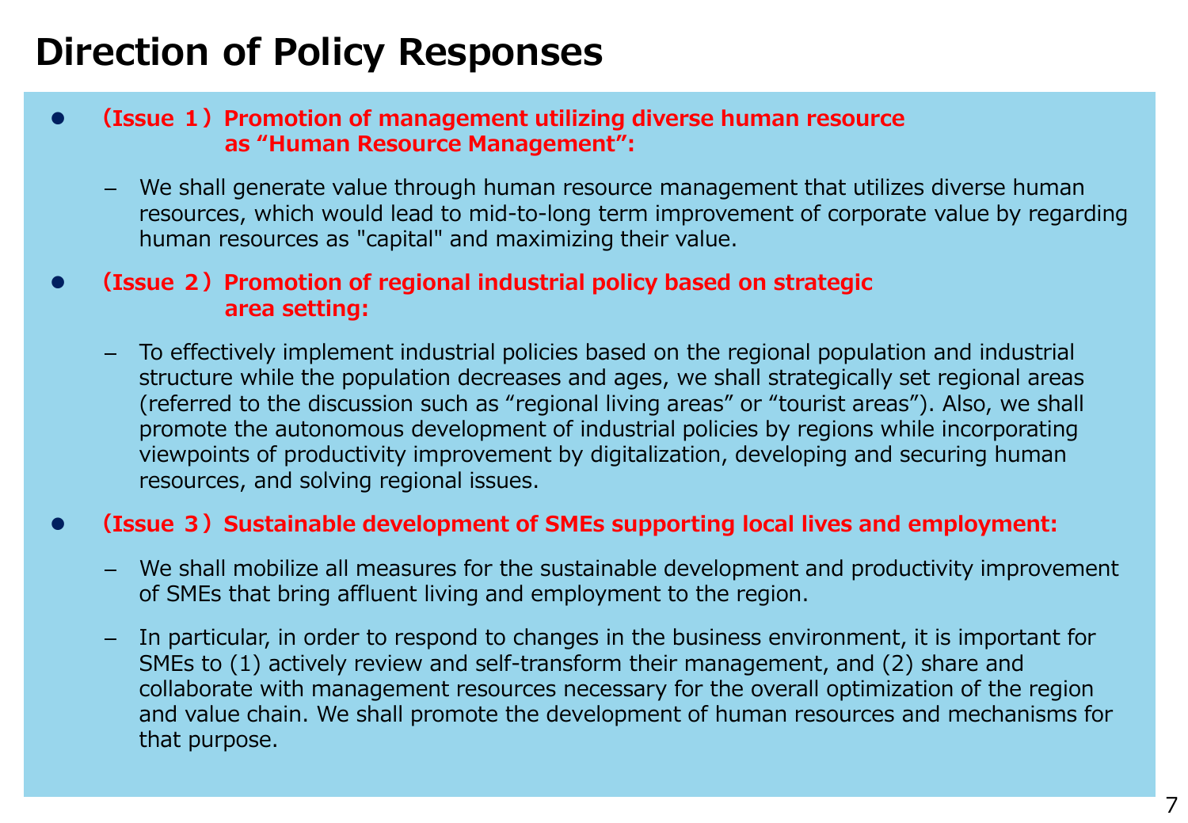# Direction of Policy Responses

- **（Issue １）Promotion of management utilizing diverse human resource as "Human Resource Management":**
  - We shall generate value through human resource management that utilizes diverse human resources, which would lead to mid-to-long term improvement of corporate value by regarding human resources as "capital" and maximizing their value.

- **（Issue ２）Promotion of regional industrial policy based on strategic area setting:**
  - To effectively implement industrial policies based on the regional population and industrial structure while the population decreases and ages, we shall strategically set regional areas (referred to the discussion such as "regional living areas" or "tourist areas"). Also, we shall promote the autonomous development of industrial policies by regions while incorporating viewpoints of productivity improvement by digitalization, developing and securing human resources, and solving regional issues.

- **（Issue ３）Sustainable development of SMEs supporting local lives and employment:**
  - We shall mobilize all measures for the sustainable development and productivity improvement of SMEs that bring affluent living and employment to the region.
  - In particular, in order to respond to changes in the business environment, it is important for SMEs to (1) actively review and self-transform their management, and (2) share and collaborate with management resources necessary for the overall optimization of the region and value chain. We shall promote the development of human resources and mechanisms for that purpose.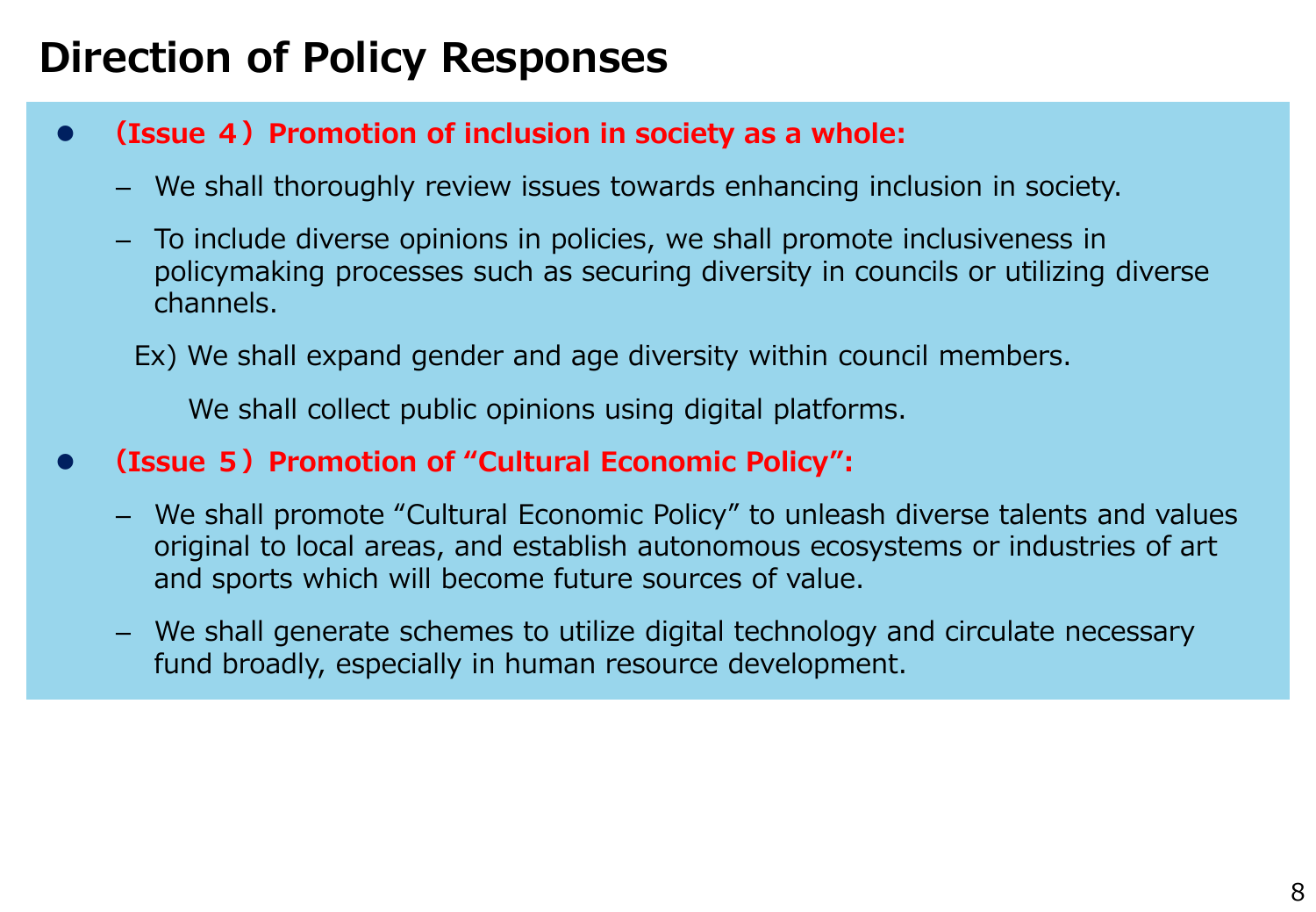# Direction of Policy Responses

- **（Issue 4）Promotion of inclusion in society as a whole:**
  - We shall thoroughly review issues towards enhancing inclusion in society.
  - To include diverse opinions in policies, we shall promote inclusiveness in policymaking processes such as securing diversity in councils or utilizing diverse channels.

  Ex) We shall expand gender and age diversity within council members.

  We shall collect public opinions using digital platforms.

- **（Issue 5）Promotion of "Cultural Economic Policy":**
  - We shall promote "Cultural Economic Policy" to unleash diverse talents and values original to local areas, and establish autonomous ecosystems or industries of art and sports which will become future sources of value.
  - We shall generate schemes to utilize digital technology and circulate necessary fund broadly, especially in human resource development.